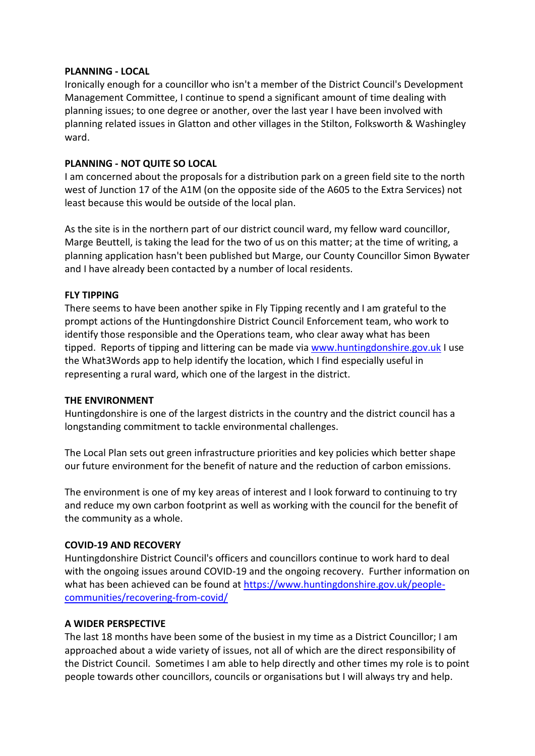**PLANNING - LOCAL**

Ironically enough for a councillor who isn't a member of the District Council's Development Management Committee, I continue to spend a significant amount of time dealing with planning issues; to one degree or another, over the last year I have been involved with planning related issues in Glatton and other villages in the Stilton, Folksworth & Washingley ward.

**PLANNING - NOT QUITE SO LOCAL**

I am concerned about the proposals for a distribution park on a green field site to the north west of Junction 17 of the A1M (on the opposite side of the A605 to the Extra Services) not least because this would be outside of the local plan.

As the site is in the northern part of our district council ward, my fellow ward councillor, Marge Beuttell, is taking the lead for the two of us on this matter; at the time of writing, a planning application hasn't been published but Marge, our County Councillor Simon Bywater and I have already been contacted by a number of local residents.

**FLY TIPPING**

There seems to have been another spike in Fly Tipping recently and I am grateful to the prompt actions of the Huntingdonshire District Council Enforcement team, who work to identify those responsible and the Operations team, who clear away what has been tipped. Reports of tipping and littering can be made via [www.huntingdonshire.gov.uk](www.huntingdonshire.gov.uk) I use the What3Words app to help identify the location, which I find especially useful in representing a rural ward, which one of the largest in the district.

**THE ENVIRONMENT**

Huntingdonshire is one of the largest districts in the country and the district council has a longstanding commitment to tackle environmental challenges.

The Local Plan sets out green infrastructure priorities and key policies which better shape our future environment for the benefit of nature and the reduction of carbon emissions.

The environment is one of my key areas of interest and I look forward to continuing to try and reduce my own carbon footprint as well as working with the council for the benefit of the community as a whole.

**COVID-19 AND RECOVERY**

Huntingdonshire District Council's officers and councillors continue to work hard to deal with the ongoing issues around COVID-19 and the ongoing recovery. Further information on what has been achieved can be found at [https://www.huntingdonshire.gov.uk/people-communities/recovering-from-covid/](https://www.huntingdonshire.gov.uk/people-communities/recovering-from-covid/)

**A WIDER PERSPECTIVE**

The last 18 months have been some of the busiest in my time as a District Councillor; I am approached about a wide variety of issues, not all of which are the direct responsibility of the District Council. Sometimes I am able to help directly and other times my role is to point people towards other councillors, councils or organisations but I will always try and help.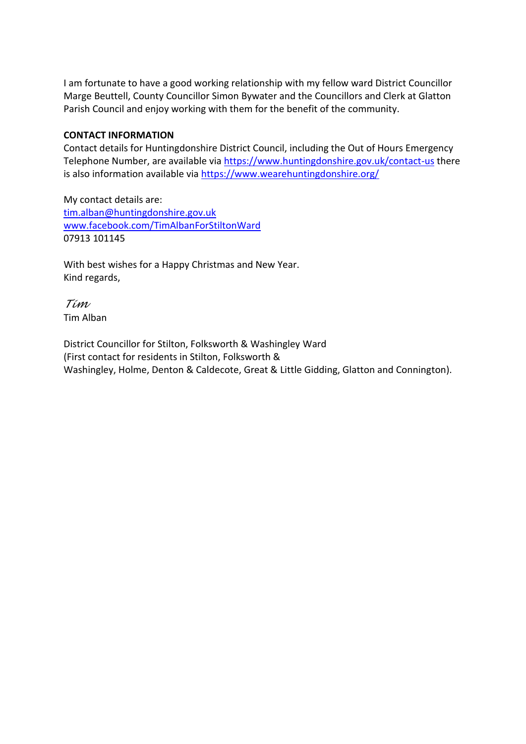I am fortunate to have a good working relationship with my fellow ward District Councillor Marge Beuttell, County Councillor Simon Bywater and the Councillors and Clerk at Glatton Parish Council and enjoy working with them for the benefit of the community.

**CONTACT INFORMATION**

Contact details for Huntingdonshire District Council, including the Out of Hours Emergency Telephone Number, are available via https://www.huntingdonshire.gov.uk/contact-us there is also information available via https://www.wearehuntingdonshire.org/

My contact details are:
tim.alban@huntingdonshire.gov.uk
www.facebook.com/TimAlbanForStiltonWard
07913 101145

With best wishes for a Happy Christmas and New Year.
Kind regards,

*Tim*
Tim Alban

District Councillor for Stilton, Folksworth & Washingley Ward
(First contact for residents in Stilton, Folksworth &
Washingley, Holme, Denton & Caldecote, Great & Little Gidding, Glatton and Connington).